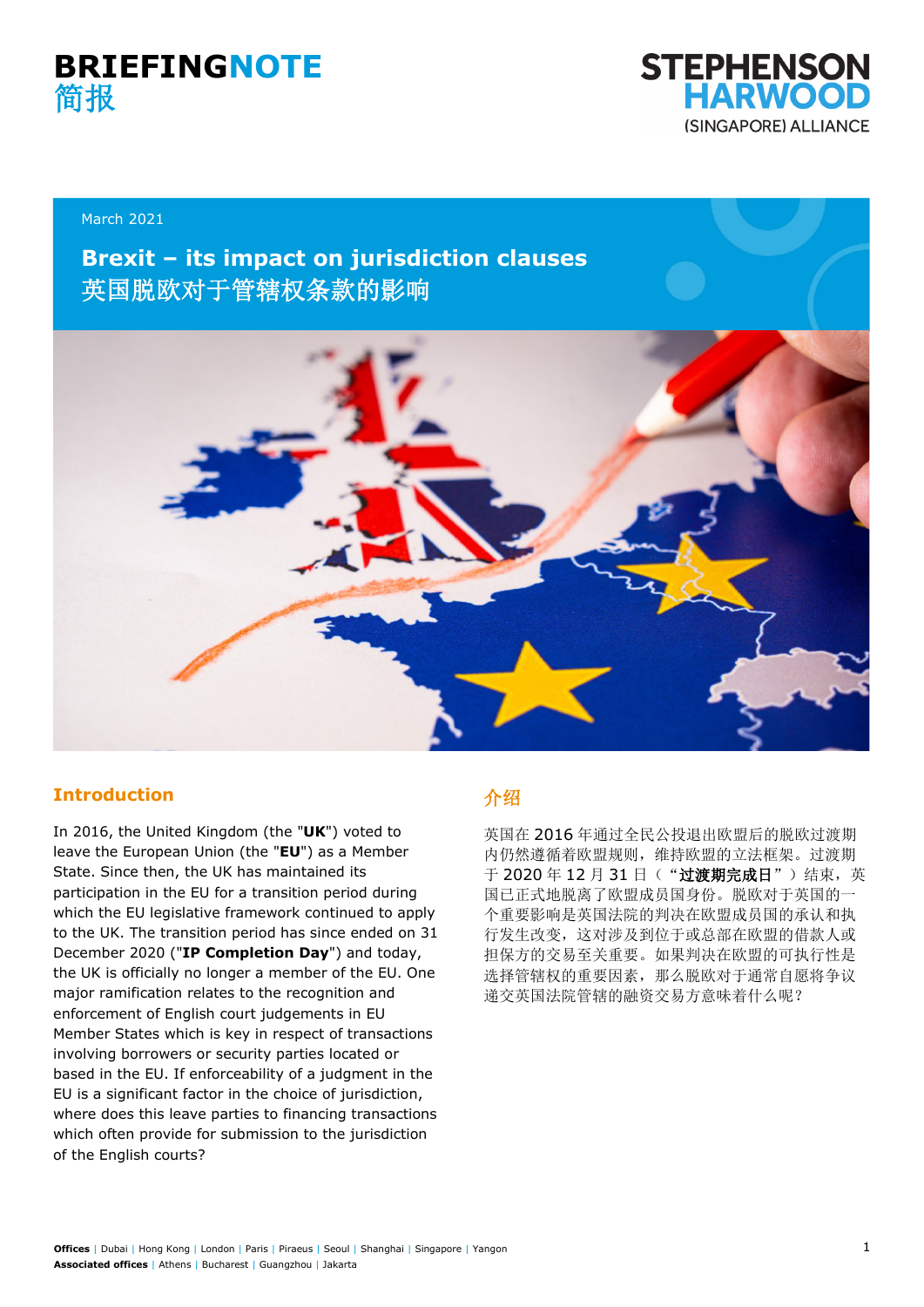# BRIEFINGNOTE
# 简报

STEPHENSON HARWOOD (SINGAPORE) ALLIANCE

March 2021

## Brexit – its impact on jurisdiction clauses
## 英国脱欧对于管辖权条款的影响

### Introduction

In 2016, the United Kingdom (the "**UK**") voted to leave the European Union (the "**EU**") as a Member State. Since then, the UK has maintained its participation in the EU for a transition period during which the EU legislative framework continued to apply to the UK. The transition period has since ended on 31 December 2020 ("**IP Completion Day**") and today, the UK is officially no longer a member of the EU. One major ramification relates to the recognition and enforcement of English court judgements in EU Member States which is key in respect of transactions involving borrowers or security parties located or based in the EU. If enforceability of a judgment in the EU is a significant factor in the choice of jurisdiction, where does this leave parties to financing transactions which often provide for submission to the jurisdiction of the English courts?

### 介绍

英国在 2016 年通过全民公投退出欧盟后的脱欧过渡期内仍然遵循着欧盟规则，维持欧盟的立法框架。过渡期于 2020 年 12 月 31 日（"**过渡期完成日**"）结束，英国已正式地脱离了欧盟成员国身份。脱欧对于英国的一个重要影响是英国法院的判决在欧盟成员国的承认和执行发生改变，这对涉及到位于或总部在欧盟的借款人或担保方的交易至关重要。如果判决在欧盟的可执行性是选择管辖权的重要因素，那么脱欧对于通常自愿将争议递交英国法院管辖的融资交易方意味着什么呢？

**Offices** | Dubai | Hong Kong | London | Paris | Piraeus | Seoul | Shanghai | Singapore | Yangon
**Associated offices** | Athens | Bucharest | Guangzhou | Jakarta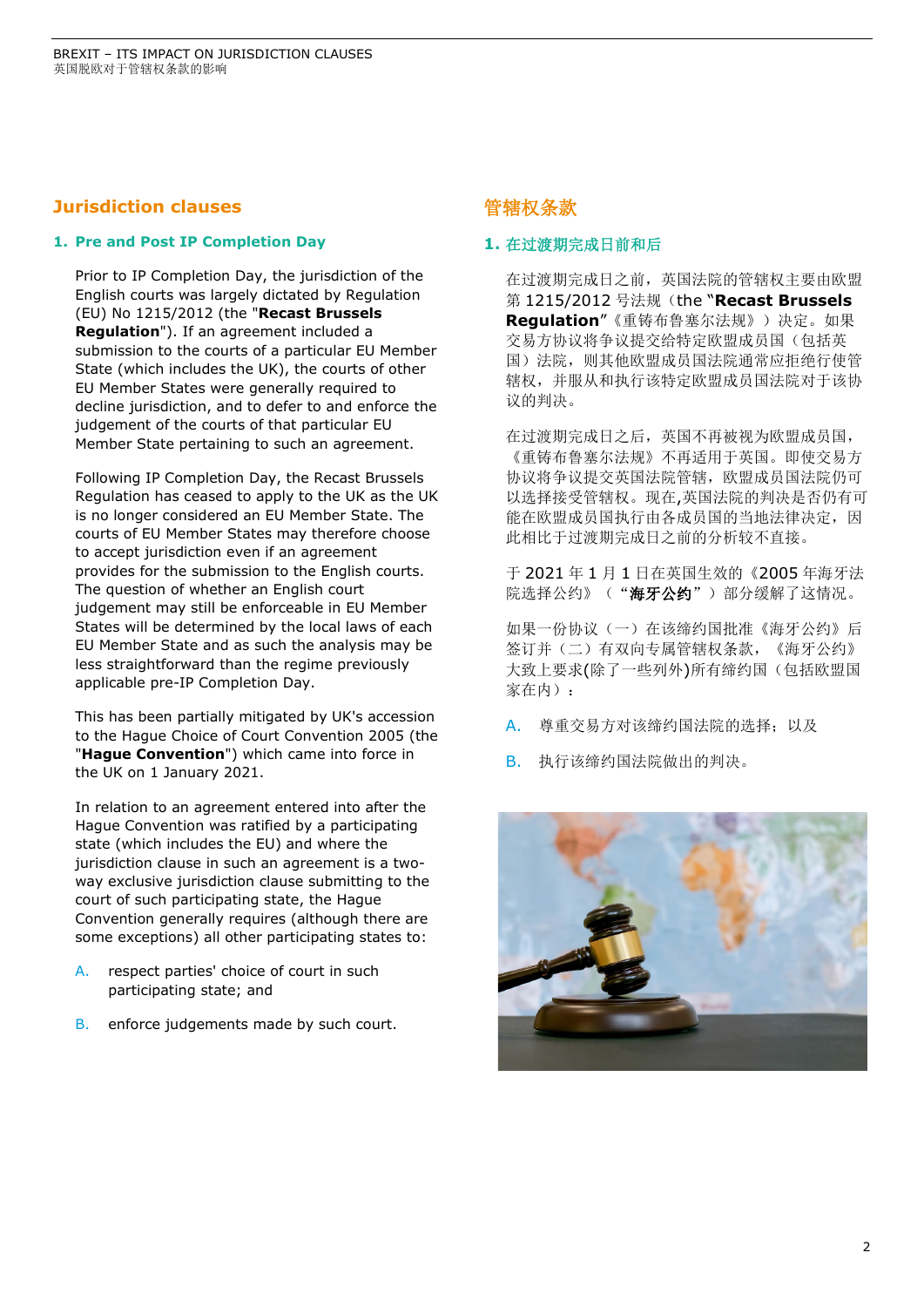## Jurisdiction clauses

### 1. Pre and Post IP Completion Day

Prior to IP Completion Day, the jurisdiction of the English courts was largely dictated by Regulation (EU) No 1215/2012 (the "**Recast Brussels Regulation**"). If an agreement included a submission to the courts of a particular EU Member State (which includes the UK), the courts of other EU Member States were generally required to decline jurisdiction, and to defer to and enforce the judgement of the courts of that particular EU Member State pertaining to such an agreement.

Following IP Completion Day, the Recast Brussels Regulation has ceased to apply to the UK as the UK is no longer considered an EU Member State. The courts of EU Member States may therefore choose to accept jurisdiction even if an agreement provides for the submission to the English courts. The question of whether an English court judgement may still be enforceable in EU Member States will be determined by the local laws of each EU Member State and as such the analysis may be less straightforward than the regime previously applicable pre-IP Completion Day.

This has been partially mitigated by UK's accession to the Hague Choice of Court Convention 2005 (the "**Hague Convention**") which came into force in the UK on 1 January 2021.

In relation to an agreement entered into after the Hague Convention was ratified by a participating state (which includes the EU) and where the jurisdiction clause in such an agreement is a two-way exclusive jurisdiction clause submitting to the court of such participating state, the Hague Convention generally requires (although there are some exceptions) all other participating states to:

A. respect parties' choice of court in such participating state; and

B. enforce judgements made by such court.

## 管辖权条款

### 1. 在过渡期完成日前和后

在过渡期完成日之前，英国法院的管辖权主要由欧盟第 1215/2012 号法规（the "**Recast Brussels Regulation**"《重铸布鲁塞尔法规》）决定。如果交易方协议将争议提交给特定欧盟成员国（包括英国）法院，则其他欧盟成员国法院通常应拒绝行使管辖权，并服从和执行该特定欧盟成员国法院对于该协议的判决。

在过渡期完成日之后，英国不再被视为欧盟成员国，《重铸布鲁塞尔法规》不再适用于英国。即使交易方协议将争议提交英国法院管辖，欧盟成员国法院仍可以选择接受管辖权。现在,英国法院的判决是否仍有可能在欧盟成员国执行由各成员国的当地法律决定，因此相比于过渡期完成日之前的分析较不直接。

于 2021 年 1 月 1 日在英国生效的《2005 年海牙法院选择公约》（"**海牙公约**"）部分缓解了这情况。

如果一份协议（一）在该缔约国批准《海牙公约》后签订并（二）有双向专属管辖权条款，《海牙公约》大致上要求(除了一些列外)所有缔约国（包括欧盟国家在内）：

A. 尊重交易方对该缔约国法院的选择；以及

B. 执行该缔约国法院做出的判决。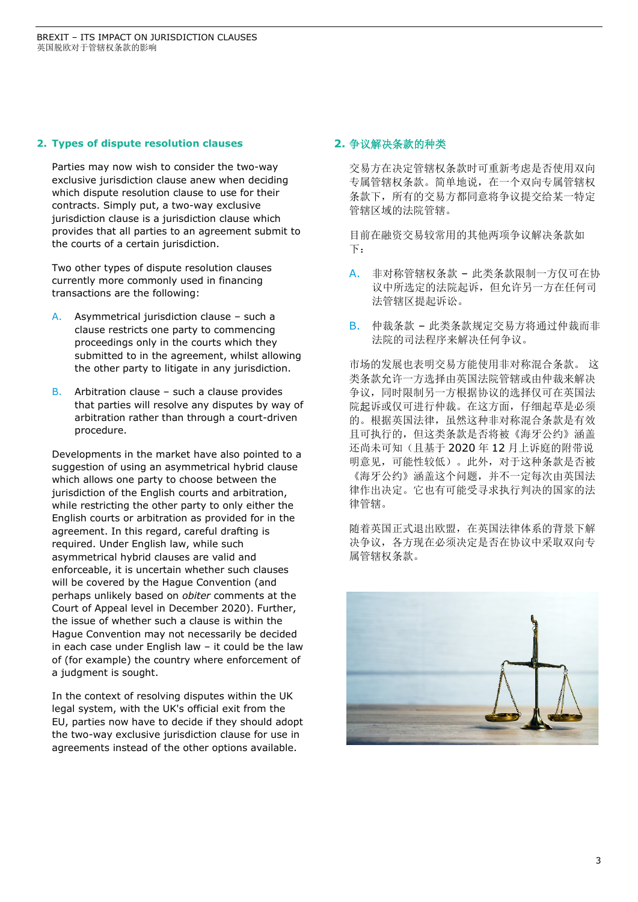## 2. Types of dispute resolution clauses

Parties may now wish to consider the two-way exclusive jurisdiction clause anew when deciding which dispute resolution clause to use for their contracts. Simply put, a two-way exclusive jurisdiction clause is a jurisdiction clause which provides that all parties to an agreement submit to the courts of a certain jurisdiction.

Two other types of dispute resolution clauses currently more commonly used in financing transactions are the following:

A. Asymmetrical jurisdiction clause – such a clause restricts one party to commencing proceedings only in the courts which they submitted to in the agreement, whilst allowing the other party to litigate in any jurisdiction.

B. Arbitration clause – such a clause provides that parties will resolve any disputes by way of arbitration rather than through a court-driven procedure.

Developments in the market have also pointed to a suggestion of using an asymmetrical hybrid clause which allows one party to choose between the jurisdiction of the English courts and arbitration, while restricting the other party to only either the English courts or arbitration as provided for in the agreement. In this regard, careful drafting is required. Under English law, while such asymmetrical hybrid clauses are valid and enforceable, it is uncertain whether such clauses will be covered by the Hague Convention (and perhaps unlikely based on *obiter* comments at the Court of Appeal level in December 2020). Further, the issue of whether such a clause is within the Hague Convention may not necessarily be decided in each case under English law – it could be the law of (for example) the country where enforcement of a judgment is sought.

In the context of resolving disputes within the UK legal system, with the UK's official exit from the EU, parties now have to decide if they should adopt the two-way exclusive jurisdiction clause for use in agreements instead of the other options available.

## 2. 争议解决条款的种类

交易方在决定管辖权条款时可重新考虑是否使用双向专属管辖权条款。简单地说，在一个双向专属管辖权条款下，所有的交易方都同意将争议提交给某一特定管辖区域的法院管辖。

目前在融资交易较常用的其他两项争议解决条款如下：

A. 非对称管辖权条款 – 此类条款限制一方仅可在协议中所选定的法院起诉，但允许另一方在任何司法管辖区提起诉讼。

B. 仲裁条款 – 此类条款规定交易方将通过仲裁而非法院的司法程序来解决任何争议。

市场的发展也表明交易方能使用非对称混合条款。 这类条款允许一方选择由英国法院管辖或由仲裁来解决争议，同时限制另一方根据协议的选择仅可在英国法院起诉或仅可进行仲裁。在这方面，仔细起草是必须的。根据英国法律，虽然这种非对称混合条款是有效且可执行的，但这类条款是否将被《海牙公约》涵盖还尚未可知（且基于 2020 年 12 月上诉庭的附带说明意见，可能性较低）。此外，对于这种条款是否被《海牙公约》涵盖这个问题，并不一定每次由英国法律作出决定。它也有可能受寻求执行判决的国家的法律管辖。

随着英国正式退出欧盟，在英国法律体系的背景下解决争议，各方现在必须决定是否在协议中采取双向专属管辖权条款。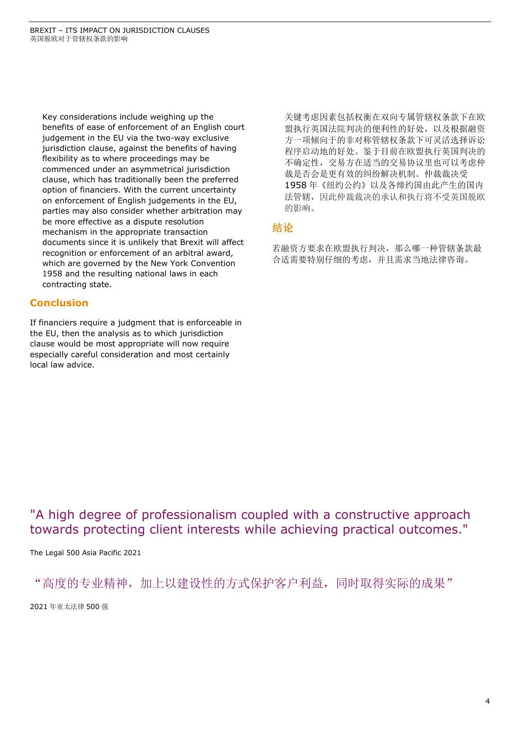Key considerations include weighing up the benefits of ease of enforcement of an English court judgement in the EU via the two-way exclusive jurisdiction clause, against the benefits of having flexibility as to where proceedings may be commenced under an asymmetrical jurisdiction clause, which has traditionally been the preferred option of financiers. With the current uncertainty on enforcement of English judgements in the EU, parties may also consider whether arbitration may be more effective as a dispute resolution mechanism in the appropriate transaction documents since it is unlikely that Brexit will affect recognition or enforcement of an arbitral award, which are governed by the New York Convention 1958 and the resulting national laws in each contracting state.

## Conclusion

If financiers require a judgment that is enforceable in the EU, then the analysis as to which jurisdiction clause would be most appropriate will now require especially careful consideration and most certainly local law advice.

关键考虑因素包括权衡在双向专属管辖权条款下在欧盟执行英国法院判决的便利性的好处，以及根据融资方一项倾向于的非对称管辖权条款下可灵活选择诉讼程序启动地的好处。鉴于目前在欧盟执行英国判决的不确定性，交易方在适当的交易协议里也可以考虑仲裁是否会是更有效的纠纷解决机制。仲裁裁决受 1958 年《纽约公约》以及各缔约国由此产生的国内法管辖，因此仲裁裁决的承认和执行将不受英国脱欧的影响。

## 结论

若融资方要求在欧盟执行判决，那么哪一种管辖条款最合适需要特别仔细的考虑，并且需求当地法律咨询。

"A high degree of professionalism coupled with a constructive approach towards protecting client interests while achieving practical outcomes."

The Legal 500 Asia Pacific 2021

“高度的专业精神，加上以建设性的方式保护客户利益，同时取得实际的成果”

2021 年亚太法律 500 强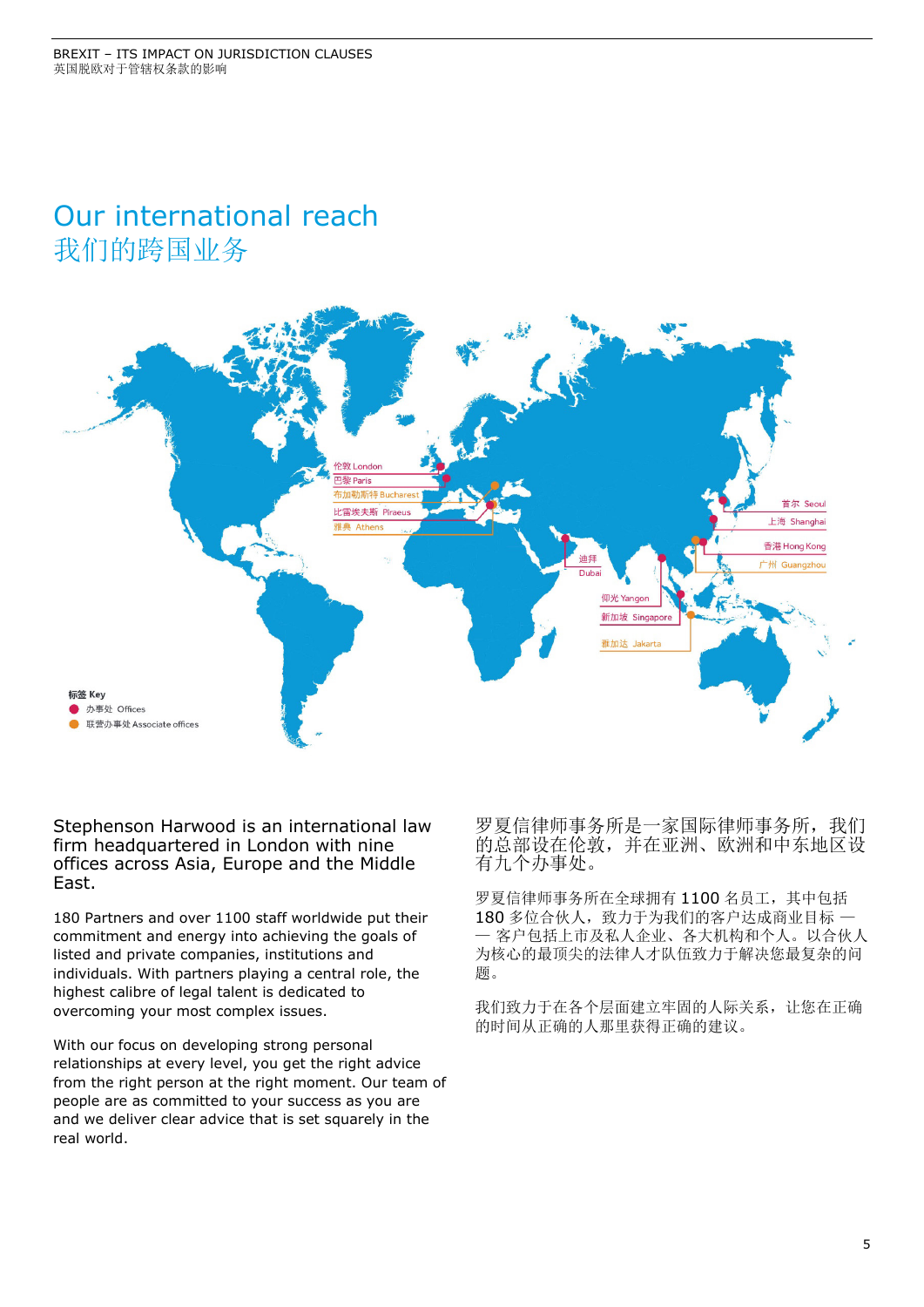# Our international reach
# 我们的跨国业务

伦敦 London
巴黎 Paris
布加勒斯特 Bucharest
比雷埃夫斯 Piraeus
雅典 Athens
迪拜 Dubai
首尔 Seoul
上海 Shanghai
香港 Hong Kong
广州 Guangzhou
仰光 Yangon
新加坡 Singapore
雅加达 Jakarta

标签 Key
- 办事处 Offices
- 联营办事处 Associate offices

Stephenson Harwood is an international law firm headquartered in London with nine offices across Asia, Europe and the Middle East.

180 Partners and over 1100 staff worldwide put their commitment and energy into achieving the goals of listed and private companies, institutions and individuals. With partners playing a central role, the highest calibre of legal talent is dedicated to overcoming your most complex issues.

With our focus on developing strong personal relationships at every level, you get the right advice from the right person at the right moment. Our team of people are as committed to your success as you are and we deliver clear advice that is set squarely in the real world.

罗夏信律师事务所是一家国际律师事务所，我们的总部设在伦敦，并在亚洲、欧洲和中东地区设有九个办事处。

罗夏信律师事务所在全球拥有 1100 名员工，其中包括 180 多位合伙人，致力于为我们的客户达成商业目标 —— 客户包括上市及私人企业、各大机构和个人。以合伙人为核心的最顶尖的法律人才队伍致力于解决您最复杂的问题。

我们致力于在各个层面建立牢固的人际关系，让您在正确的时间从正确的人那里获得正确的建议。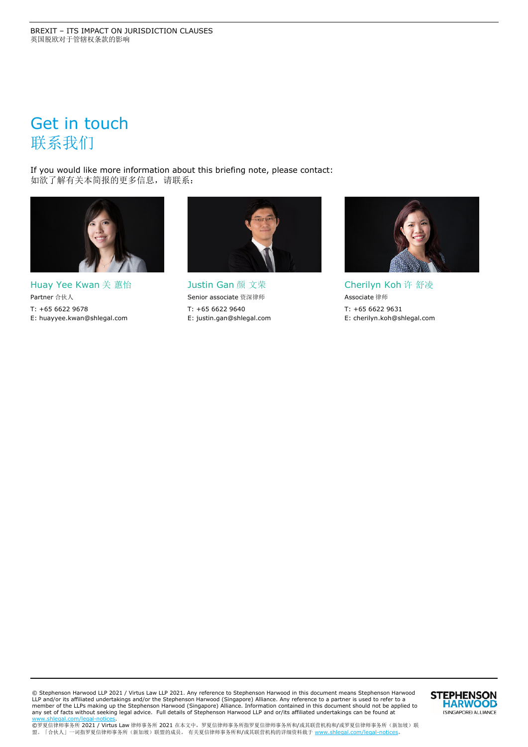# Get in touch
# 联系我们

If you would like more information about this briefing note, please contact:
如欲了解有关本简报的更多信息，请联系：

**Huay Yee Kwan 关 蕙怡**
Partner 合伙人
T: +65 6622 9678
E: huayyee.kwan@shlegal.com

**Justin Gan 颜 文荣**
Senior associate 资深律师
T: +65 6622 9640
E: justin.gan@shlegal.com

**Cherilyn Koh 许 舒凌**
Associate 律师
T: +65 6622 9631
E: cherilyn.koh@shlegal.com

© Stephenson Harwood LLP 2021 / Virtus Law LLP 2021. Any reference to Stephenson Harwood in this document means Stephenson Harwood LLP and/or its affiliated undertakings and/or the Stephenson Harwood (Singapore) Alliance. Any reference to a partner is used to refer to a member of the LLPs making up the Stephenson Harwood (Singapore) Alliance. Information contained in this document should not be applied to any set of facts without seeking legal advice. Full details of Stephenson Harwood LLP and or/its affiliated undertakings can be found at www.shlegal.com/legal-notices.

©罗夏信律师事务所 2021 / Virtus Law 律师事务所 2021 在本文中，罗夏信律师事务所指罗夏信律师事务所和/或其联营机构和/或罗夏信律师事务所（新加坡）联盟。「合伙人」一词指罗夏信律师事务所（新加坡）联盟的成员。 有关夏信律师事务所和/或其联营机构的详细资料载于 www.shlegal.com/legal-notices。

STEPHENSON HARWOOD (SINGAPORE) ALLIANCE